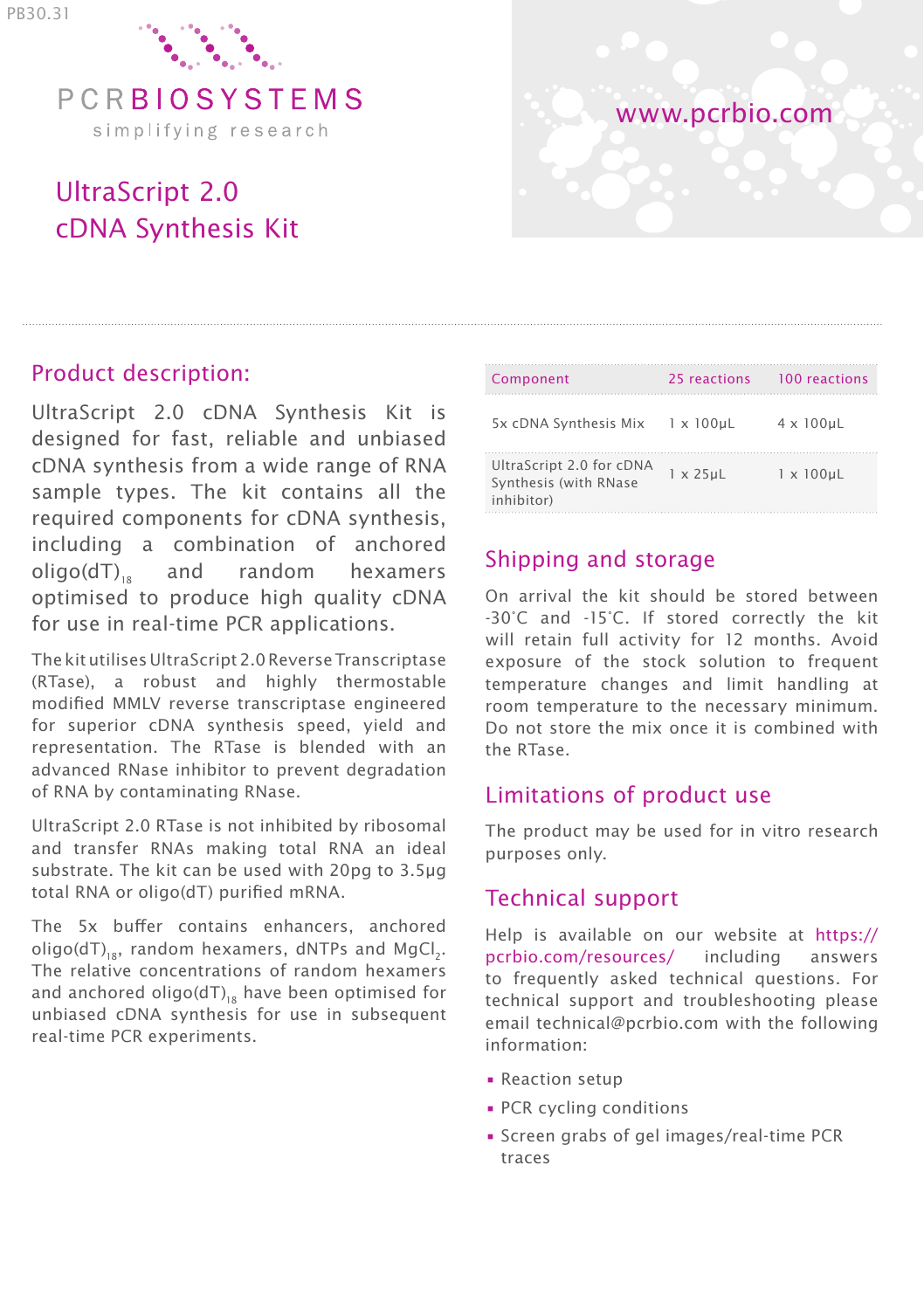PB30.31

PCRBIOSYSTEMS

simplifying research

www.pcrbio.com

# UltraScript 2.0 cDNA Synthesis Kit

## Product description:

UltraScript 2.0 cDNA Synthesis Kit is designed for fast, reliable and unbiased cDNA synthesis from a wide range of RNA sample types. The kit contains all the required components for cDNA synthesis, including a combination of anchored oligo(dT)$_{18}$ and random hexamers optimised to produce high quality cDNA for use in real-time PCR applications.

The kit utilises UltraScript 2.0 Reverse Transcriptase (RTase), a robust and highly thermostable modified MMLV reverse transcriptase engineered for superior cDNA synthesis speed, yield and representation. The RTase is blended with an advanced RNase inhibitor to prevent degradation of RNA by contaminating RNase.

UltraScript 2.0 RTase is not inhibited by ribosomal and transfer RNAs making total RNA an ideal substrate. The kit can be used with 20pg to 3.5µg total RNA or oligo(dT) purified mRNA.

The 5x buffer contains enhancers, anchored oligo(dT)$_{18}$, random hexamers, dNTPs and $MgCl_2$. The relative concentrations of random hexamers and anchored oligo(dT)$_{18}$ have been optimised for unbiased cDNA synthesis for use in subsequent real-time PCR experiments.

| Component | 25 reactions | 100 reactions |
|---|---|---|
| 5x cDNA Synthesis Mix | 1 x 100µL | 4 x 100µL |
| UltraScript 2.0 for cDNA Synthesis (with RNase inhibitor) | 1 x 25µL | 1 x 100µL |

## Shipping and storage

On arrival the kit should be stored between -30˚C and -15˚C. If stored correctly the kit will retain full activity for 12 months. Avoid exposure of the stock solution to frequent temperature changes and limit handling at room temperature to the necessary minimum. Do not store the mix once it is combined with the RTase.

## Limitations of product use

The product may be used for in vitro research purposes only.

## Technical support

Help is available on our website at https://pcrbio.com/resources/ including answers to frequently asked technical questions. For technical support and troubleshooting please email technical@pcrbio.com with the following information:

- Reaction setup
- PCR cycling conditions
- Screen grabs of gel images/real-time PCR traces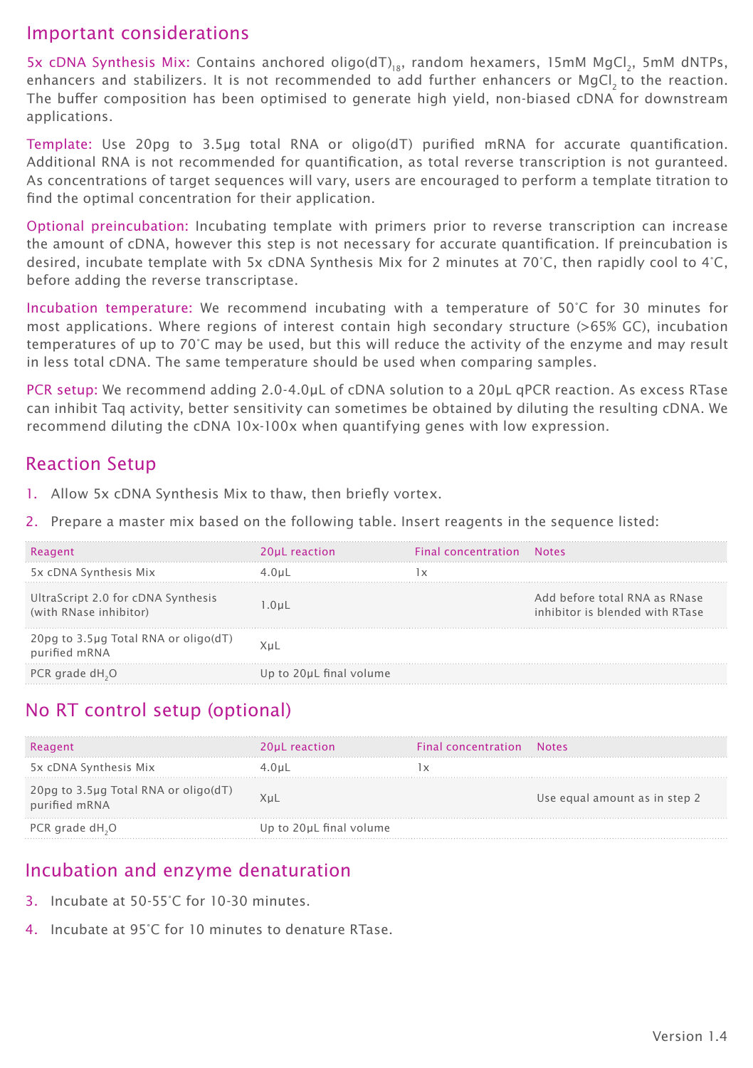## Important considerations

5x cDNA Synthesis Mix: Contains anchored oligo(dT)$_{18}$, random hexamers, 15mM $MgCl_2$, 5mM dNTPs, enhancers and stabilizers. It is not recommended to add further enhancers or $MgCl_2$ to the reaction. The buffer composition has been optimised to generate high yield, non-biased cDNA for downstream applications.

Template: Use 20pg to 3.5µg total RNA or oligo(dT) purified mRNA for accurate quantification. Additional RNA is not recommended for quantification, as total reverse transcription is not guranteed. As concentrations of target sequences will vary, users are encouraged to perform a template titration to find the optimal concentration for their application.

Optional preincubation: Incubating template with primers prior to reverse transcription can increase the amount of cDNA, however this step is not necessary for accurate quantification. If preincubation is desired, incubate template with 5x cDNA Synthesis Mix for 2 minutes at 70˚C, then rapidly cool to 4˚C, before adding the reverse transcriptase.

Incubation temperature: We recommend incubating with a temperature of 50˚C for 30 minutes for most applications. Where regions of interest contain high secondary structure (>65% GC), incubation temperatures of up to 70˚C may be used, but this will reduce the activity of the enzyme and may result in less total cDNA. The same temperature should be used when comparing samples.

PCR setup: We recommend adding 2.0-4.0µL of cDNA solution to a 20µL qPCR reaction. As excess RTase can inhibit Taq activity, better sensitivity can sometimes be obtained by diluting the resulting cDNA. We recommend diluting the cDNA 10x-100x when quantifying genes with low expression.

## Reaction Setup

1. Allow 5x cDNA Synthesis Mix to thaw, then briefly vortex.
2. Prepare a master mix based on the following table. Insert reagents in the sequence listed:

| Reagent | 20µL reaction | Final concentration | Notes |
|---|---|---|---|
| 5x cDNA Synthesis Mix | 4.0µL | 1x | |
| UltraScript 2.0 for cDNA Synthesis (with RNase inhibitor) | 1.0µL | | Add before total RNA as RNase inhibitor is blended with RTase |
| 20pg to 3.5µg Total RNA or oligo(dT) purified mRNA | XµL | | |
| PCR grade $dH_2O$ | Up to 20µL final volume | | |

## No RT control setup (optional)

| Reagent | 20µL reaction | Final concentration | Notes |
|---|---|---|---|
| 5x cDNA Synthesis Mix | 4.0µL | 1x | |
| 20pg to 3.5µg Total RNA or oligo(dT) purified mRNA | XµL | | Use equal amount as in step 2 |
| PCR grade $dH_2O$ | Up to 20µL final volume | | |

## Incubation and enzyme denaturation

3. Incubate at 50-55˚C for 10-30 minutes.
4. Incubate at 95˚C for 10 minutes to denature RTase.

Version 1.4